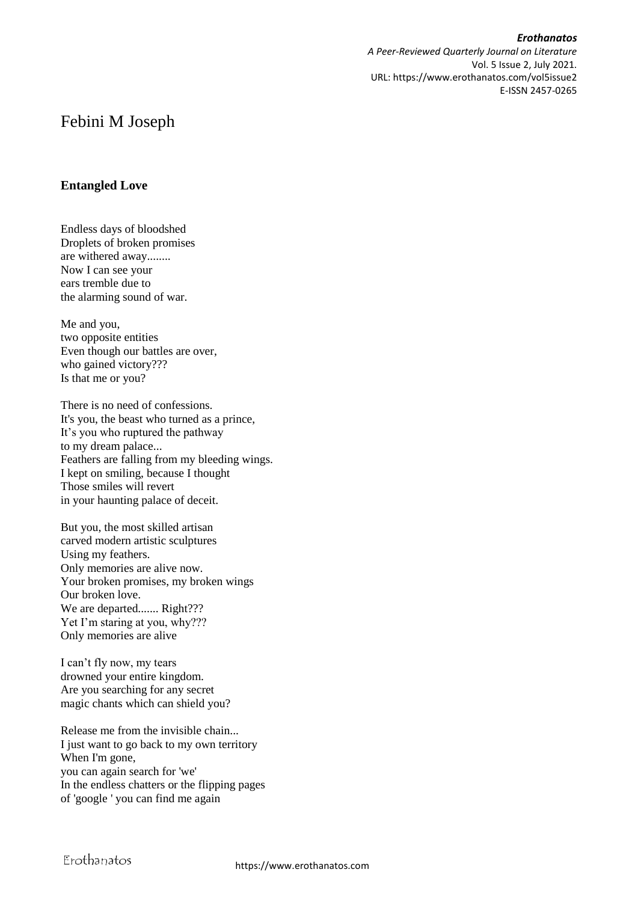# Febini M Joseph

## Entangled Love

Endless days of bloodshed  
Droplets of broken promises  
are withered away........  
Now I can see your  
ears tremble due to  
the alarming sound of war.

Me and you,  
two opposite entities  
Even though our battles are over,  
who gained victory???  
Is that me or you?

There is no need of confessions.  
It's you, the beast who turned as a prince,  
It's you who ruptured the pathway  
to my dream palace...  
Feathers are falling from my bleeding wings.  
I kept on smiling, because I thought  
Those smiles will revert  
in your haunting palace of deceit.

But you, the most skilled artisan  
carved modern artistic sculptures  
Using my feathers.  
Only memories are alive now.  
Your broken promises, my broken wings  
Our broken love.  
We are departed....... Right???  
Yet I'm staring at you, why???  
Only memories are alive

I can't fly now, my tears  
drowned your entire kingdom.  
Are you searching for any secret  
magic chants which can shield you?

Release me from the invisible chain...  
I just want to go back to my own territory  
When I'm gone,  
you can again search for 'we'  
In the endless chatters or the flipping pages  
of 'google ' you can find me again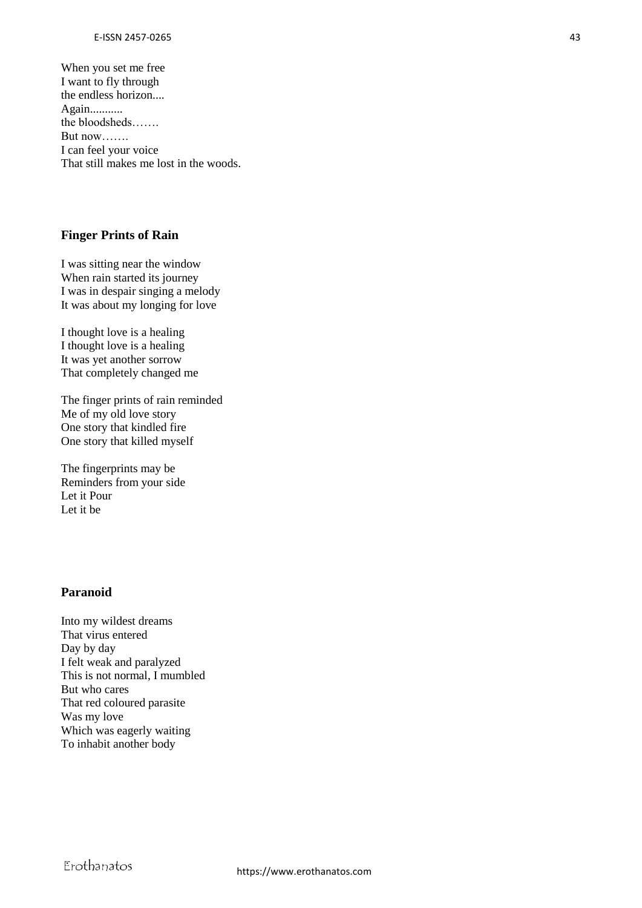When you set me free  
I want to fly through  
the endless horizon....  
Again...........  
the bloodsheds…….  
But now…….  
I can feel your voice  
That still makes me lost in the woods.

## Finger Prints of Rain

I was sitting near the window  
When rain started its journey  
I was in despair singing a melody  
It was about my longing for love

I thought love is a healing  
I thought love is a healing  
It was yet another sorrow  
That completely changed me

The finger prints of rain reminded  
Me of my old love story  
One story that kindled fire  
One story that killed myself

The fingerprints may be  
Reminders from your side  
Let it Pour  
Let it be

## Paranoid

Into my wildest dreams  
That virus entered  
Day by day  
I felt weak and paralyzed  
This is not normal, I mumbled  
But who cares  
That red coloured parasite  
Was my love  
Which was eagerly waiting  
To inhabit another body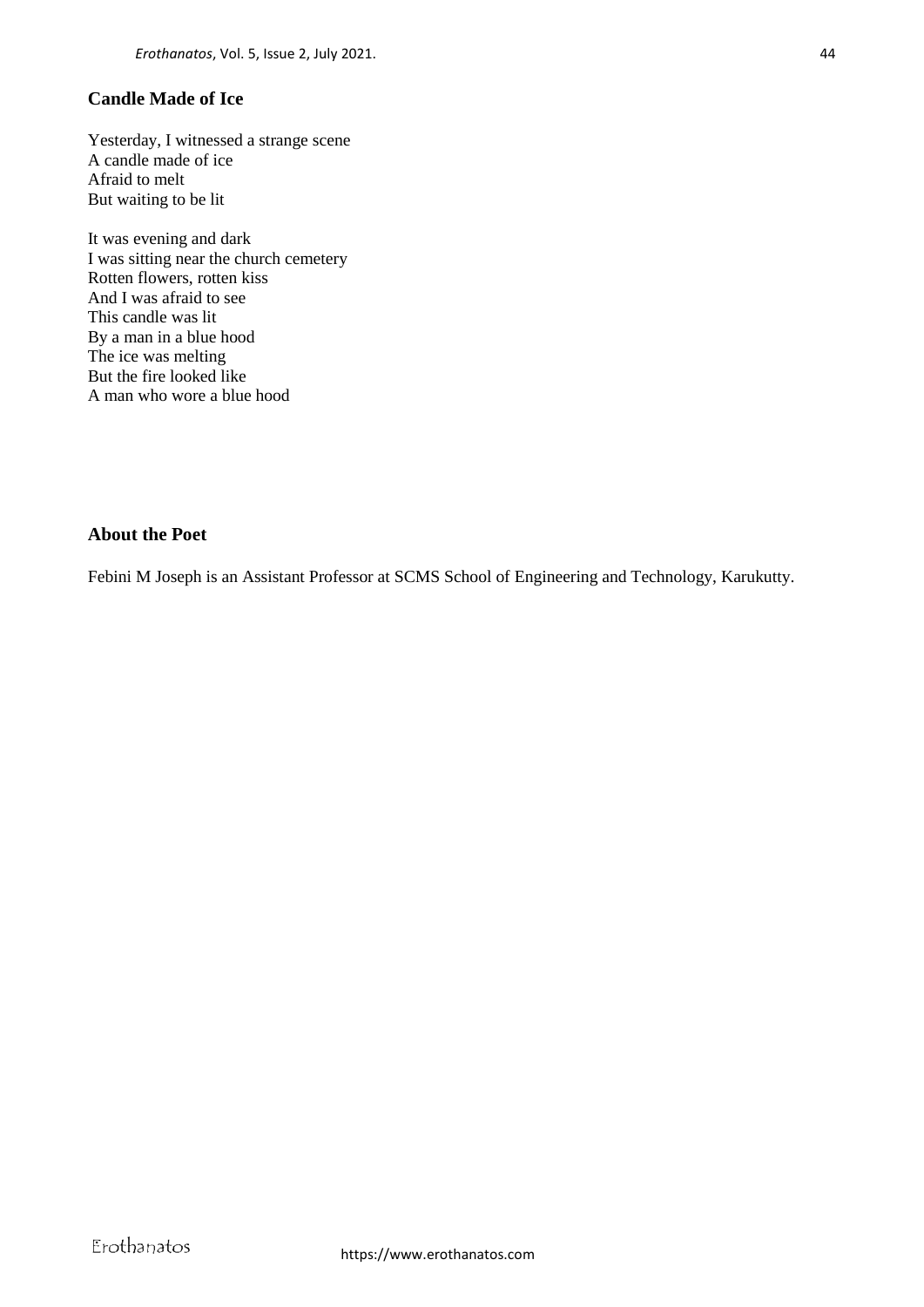## Candle Made of Ice

Yesterday, I witnessed a strange scene
A candle made of ice
Afraid to melt
But waiting to be lit

It was evening and dark
I was sitting near the church cemetery
Rotten flowers, rotten kiss
And I was afraid to see
This candle was lit
By a man in a blue hood
The ice was melting
But the fire looked like
A man who wore a blue hood

## About the Poet

Febini M Joseph is an Assistant Professor at SCMS School of Engineering and Technology, Karukutty.